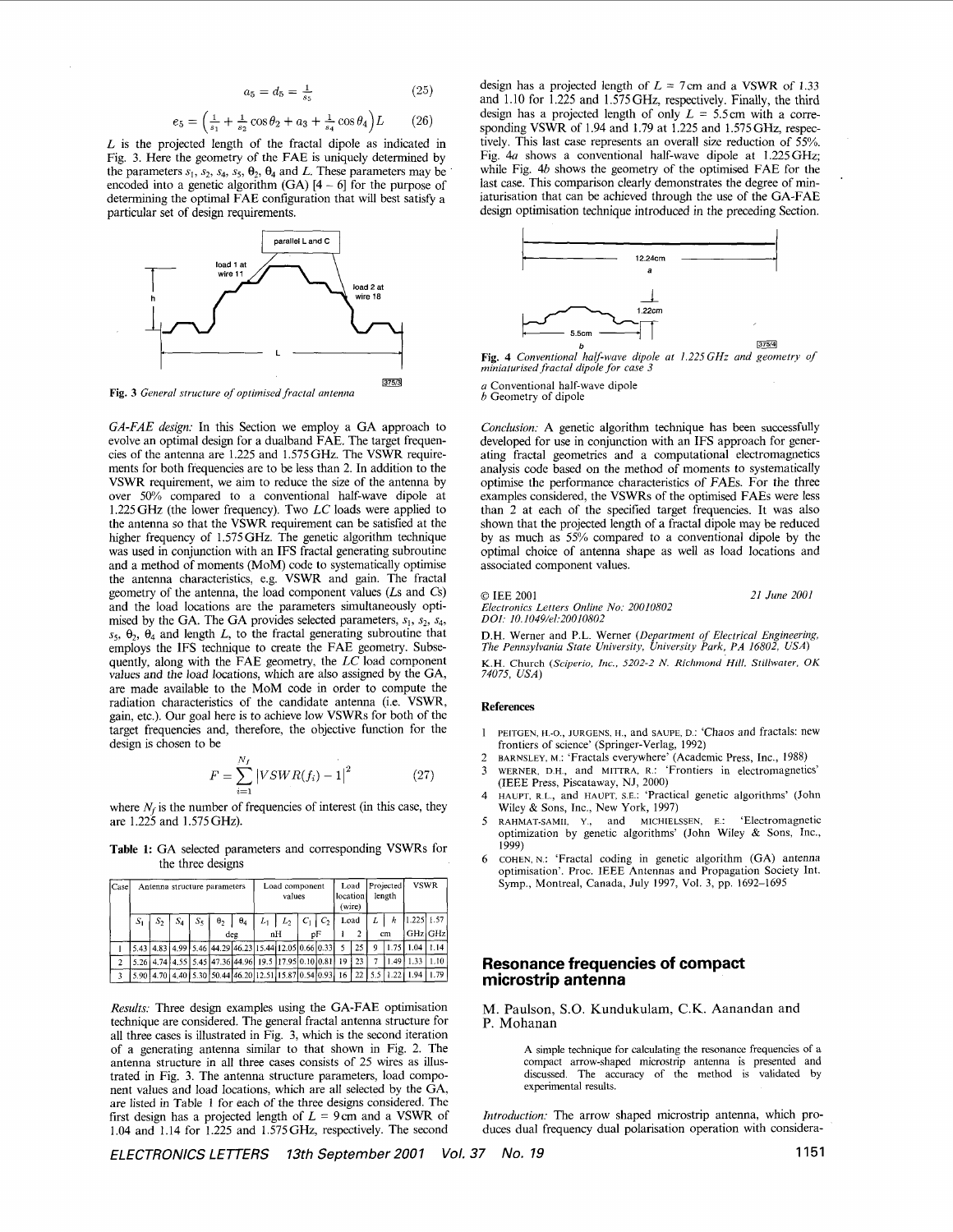$$a_5 = d_5 = \frac{1}{s_5} \qquad (25)$$

$$e_5 = \left(\frac{1}{s_1} + \frac{1}{s_2}\cos\theta_2 + a_3 + \frac{1}{s_4}\cos\theta_4\right)L \qquad (26)$$

$L$ is the projected length of the fractal dipole as indicated in Fig. 3. Here the geometry of the FAE is uniquely determined by the parameters $s_1$, $s_2$, $s_4$, $s_5$, $\theta_2$, $\theta_4$ and $L$. These parameters may be encoded into a genetic algorithm (GA) [4 – 6] for the purpose of determining the optimal FAE configuration that will best satisfy a particular set of design requirements.

**Fig. 3** *General structure of optimised fractal antenna*

*GA-FAE design:* In this Section we employ a GA approach to evolve an optimal design for a dualband FAE. The target frequencies of the antenna are 1.225 and 1.575GHz. The VSWR requirements for both frequencies are to be less than 2. In addition to the VSWR requirement, we aim to reduce the size of the antenna by over 50% compared to a conventional half-wave dipole at 1.225GHz (the lower frequency). Two $LC$ loads were applied to the antenna so that the VSWR requirement can be satisfied at the higher frequency of 1.575GHz. The genetic algorithm technique was used in conjunction with an IFS fractal generating subroutine and a method of moments (MoM) code to systematically optimise the antenna characteristics, e.g. VSWR and gain. The fractal geometry of the antenna, the load component values ($L$s and $C$s) and the load locations are the parameters simultaneously optimised by the GA. The GA provides selected parameters, $s_1$, $s_2$, $s_4$, $s_5$, $\theta_2$, $\theta_4$ and length $L$, to the fractal generating subroutine that employs the IFS technique to create the FAE geometry. Subsequently, along with the FAE geometry, the $LC$ load component values and the load locations, which are also assigned by the GA, are made available to the MoM code in order to compute the radiation characteristics of the candidate antenna (i.e. VSWR, gain, etc.). Our goal here is to achieve low VSWRs for both of the target frequencies and, therefore, the objective function for the design is chosen to be

$$F = \sum_{i=1}^{N_f} |VSWR(f_i) - 1|^2 \qquad (27)$$

where $N_f$ is the number of frequencies of interest (in this case, they are 1.225 and 1.575GHz).

**Table 1:** GA selected parameters and corresponding VSWRs for the three designs

| Case | Antenna structure parameters | | | | | | Load component values | | | | Load location (wire) | | Projected length | | VSWR | |
|---|---|---|---|---|---|---|---|---|---|---|---|---|---|---|---|---|
| | $s_1$ | $s_2$ | $s_4$ | $s_5$ | $\theta_2$ | $\theta_4$ | $L_1$ | $L_2$ | $C_1$ | $C_2$ | Load 1 | Load 2 | $L$ | $h$ | 1.225 GHz | 1.57 GHz |
| | | | | | deg | | nH | | pF | | | | cm | | | |
| 1 | 5.43 | 4.83 | 4.99 | 5.46 | 44.29 | 46.23 | 15.44 | 12.05 | 0.66 | 0.33 | 5 | 25 | 9 | 1.75 | 1.04 | 1.14 |
| 2 | 5.26 | 4.74 | 4.55 | 5.45 | 47.36 | 44.96 | 19.5 | 17.95 | 0.10 | 0.81 | 19 | 23 | 7 | 1.49 | 1.33 | 1.10 |
| 3 | 5.90 | 4.70 | 4.40 | 5.30 | 50.44 | 46.20 | 12.51 | 15.87 | 0.54 | 0.93 | 16 | 22 | 5.5 | 1.22 | 1.94 | 1.79 |

*Results:* Three design examples using the GA-FAE optimisation technique are considered. The general fractal antenna structure for all three cases is illustrated in Fig. 3, which is the second iteration of a generating antenna similar to that shown in Fig. 2. The antenna structure in all three cases consists of 25 wires as illustrated in Fig. 3. The antenna structure parameters, load component values and load locations, which are all selected by the GA, are listed in Table 1 for each of the three designs considered. The first design has a projected length of $L$ = 9cm and a VSWR of 1.04 and 1.14 for 1.225 and 1.575GHz, respectively. The second design has a projected length of $L$ = 7cm and a VSWR of 1.33 and 1.10 for 1.225 and 1.575GHz, respectively. Finally, the third design has a projected length of only $L$ = 5.5cm with a corresponding VSWR of 1.94 and 1.79 at 1.225 and 1.575GHz, respectively. This last case represents an overall size reduction of 55%. Fig. 4*a* shows a conventional half-wave dipole at 1.225GHz; while Fig. 4*b* shows the geometry of the optimised FAE for the last case. This comparison clearly demonstrates the degree of miniaturisation that can be achieved through the use of the GA-FAE design optimisation technique introduced in the preceding Section.

**Fig. 4** *Conventional half-wave dipole at 1.225GHz and geometry of miniaturised fractal dipole for case 3*

*a* Conventional half-wave dipole
*b* Geometry of dipole

*Conclusion:* A genetic algorithm technique has been successfully developed for use in conjunction with an IFS approach for generating fractal geometries and a computational electromagnetics analysis code based on the method of moments to systematically optimise the performance characteristics of FAEs. For the three examples considered, the VSWRs of the optimised FAEs were less than 2 at each of the specified target frequencies. It was also shown that the projected length of a fractal dipole may be reduced by as much as 55% compared to a conventional dipole by the optimal choice of antenna shape as well as load locations and associated component values.

© IEE 2001 — 21 June 2001
*Electronics Letters Online No: 20010802*
*DOI: 10.1049/el:20010802*

D.H. Werner and P.L. Werner (*Department of Electrical Engineering, The Pennsylvania State University, University Park, PA 16802, USA*)

K.H. Church (*Sciperio, Inc., 5202-2 N. Richmond Hill, Stillwater, OK 74075, USA*)

## References

1. PEITGEN, H.-O., JURGENS, H., and SAUPE, D.: 'Chaos and fractals: new frontiers of science' (Springer-Verlag, 1992)
2. BARNSLEY, M.: 'Fractals everywhere' (Academic Press, Inc., 1988)
3. WERNER, D.H., and MITTRA, R.: 'Frontiers in electromagnetics' (IEEE Press, Piscataway, NJ, 2000)
4. HAUPT, R.L., and HAUPT, S.E.: 'Practical genetic algorithms' (John Wiley & Sons, Inc., New York, 1997)
5. RAHMAT-SAMII, Y., and MICHIELSSEN, E.: 'Electromagnetic optimization by genetic algorithms' (John Wiley & Sons, Inc., 1999)
6. COHEN, N.: 'Fractal coding in genetic algorithm (GA) antenna optimisation'. Proc. IEEE Antennas and Propagation Society Int. Symp., Montreal, Canada, July 1997, Vol. 3, pp. 1692–1695

# Resonance frequencies of compact microstrip antenna

M. Paulson, S.O. Kundukulam, C.K. Aanandan and P. Mohanan

> A simple technique for calculating the resonance frequencies of a compact arrow-shaped microstrip antenna is presented and discussed. The accuracy of the method is validated by experimental results.

*Introduction:* The arrow shaped microstrip antenna, which produces dual frequency dual polarisation operation with considera-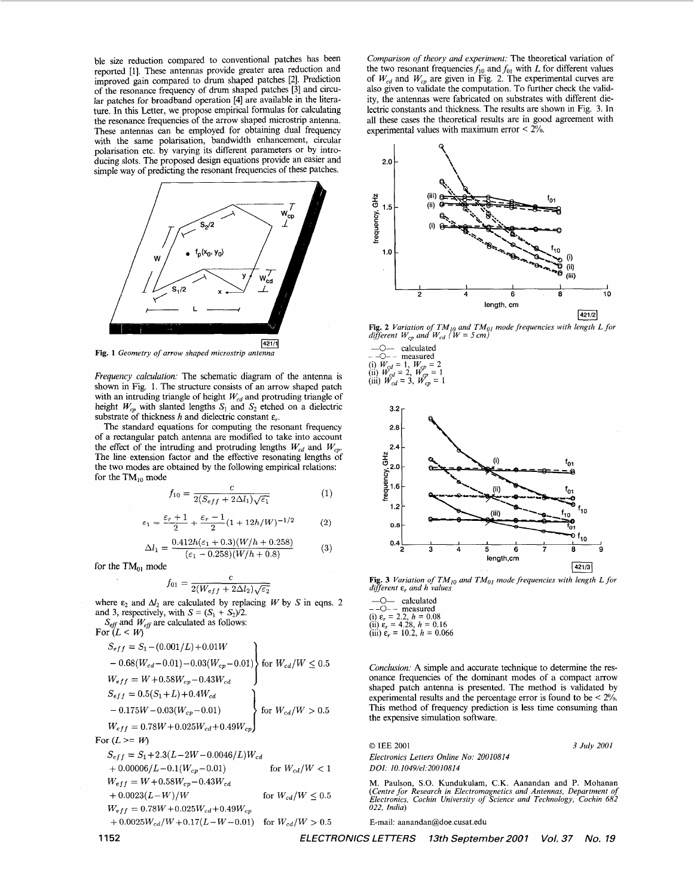ble size reduction compared to conventional patches has been reported [1]. These antennas provide greater area reduction and improved gain compared to drum shaped patches [2]. Prediction of the resonance frequency of drum shaped patches [3] and circular patches for broadband operation [4] are available in the literature. In this Letter, we propose empirical formulas for calculating the resonance frequencies of the arrow shaped microstrip antenna. These antennas can be employed for obtaining dual frequency with the same polarisation, bandwidth enhancement, circular polarisation etc. by varying its different parameters or by introducing slots. The proposed design equations provide an easier and simple way of predicting the resonant frequencies of these patches.

**Fig. 1** *Geometry of arrow shaped microstrip antenna*

*Frequency calculation:* The schematic diagram of the antenna is shown in Fig. 1. The structure consists of an arrow shaped patch with an intruding triangle of height $W_{cd}$ and protruding triangle of height $W_{cp}$ with slanted lengths $S_1$ and $S_2$ etched on a dielectric substrate of thickness $h$ and dielectric constant $\varepsilon_r$.

The standard equations for computing the resonant frequency of a rectangular patch antenna are modified to take into account the effect of the intruding and protruding lengths $W_{cd}$ and $W_{cp}$. The line extension factor and the effective resonating lengths of the two modes are obtained by the following empirical relations: for the $TM_{10}$ mode

$$f_{10} = \frac{c}{2(S_{eff} + 2\Delta l_1)\sqrt{\varepsilon_1}} \tag{1}$$

$$\varepsilon_1 = \frac{\varepsilon_r + 1}{2} + \frac{\varepsilon_r - 1}{2}(1 + 12h/W)^{-1/2} \tag{2}$$

$$\Delta l_1 = \frac{0.412h(\varepsilon_1 + 0.3)(W/h + 0.258)}{(\varepsilon_1 - 0.258)(W/h + 0.8)} \tag{3}$$

for the $TM_{01}$ mode

$$f_{01} = \frac{c}{2(W_{eff} + 2\Delta l_2)\sqrt{\varepsilon_2}}$$

where $\varepsilon_2$ and $\Delta l_2$ are calculated by replacing $W$ by $S$ in eqns. 2 and 3, respectively, with $S = (S_1 + S_2)/2$.

$S_{eff}$ and $W_{eff}$ are calculated as follows:

For $(L < W)$

$$\left.\begin{aligned} S_{eff} &= S_1 - (0.001/L) + 0.01W \\ &\quad - 0.68(W_{cd} - 0.01) - 0.03(W_{cp} - 0.01) \\ W_{eff} &= W + 0.58W_{cp} - 0.43W_{cd} \end{aligned}\right\} \text{ for } W_{cd}/W \leq 0.5$$

$$\left.\begin{aligned} S_{eff} &= 0.5(S_1 + L) + 0.4W_{cd} \\ &\quad - 0.175W - 0.03(W_{cp} - 0.01) \\ W_{eff} &= 0.78W + 0.025W_{cd} + 0.49W_{cp} \end{aligned}\right\} \text{ for } W_{cd}/W > 0.5$$

For $(L >= W)$

$$\begin{aligned} S_{eff} &= S_1 + 2.3(L - 2W - 0.0046/L)W_{cd} \\ &\quad + 0.00006/L - 0.1(W_{cp} - 0.01) && \text{for } W_{cd}/W < 1 \\ W_{eff} &= W + 0.58W_{cp} - 0.43W_{cd} \\ &\quad + 0.0023(L - W)/W && \text{for } W_{cd}/W \leq 0.5 \\ W_{eff} &= 0.78W + 0.025W_{cd} + 0.49W_{cp} \\ &\quad + 0.0025W_{cd}/W + 0.17(L - W - 0.01) && \text{for } W_{cd}/W > 0.5 \end{aligned}$$

*Comparison of theory and experiment:* The theoretical variation of the two resonant frequencies $f_{10}$ and $f_{01}$ with $L$ for different values of $W_{cd}$ and $W_{cp}$ are given in Fig. 2. The experimental curves are also given to validate the computation. To further check the validity, the antennas were fabricated on substrates with different dielectric constants and thickness. The results are shown in Fig. 3. In all these cases the theoretical results are in good agreement with experimental values with maximum error < 2%.

**Fig. 2** *Variation of $TM_{10}$ and $TM_{01}$ mode frequencies with length L for different $W_{cp}$ and $W_{cd}$ (W = 5 cm)*

—O— calculated
- -O- - measured
(i) $W_{cd} = 1$, $W_{cp} = 2$
(ii) $W_{cd} = 2$, $W_{cp} = 1$
(iii) $W_{cd} = 3$, $W_{cp} = 1$

**Fig. 3** *Variation of $TM_{10}$ and $TM_{01}$ mode frequencies with length L for different $\varepsilon_r$ and h values*

—O— calculated
- -O- - measured
(i) $\varepsilon_r = 2.2$, $h = 0.08$
(ii) $\varepsilon_r = 4.28$, $h = 0.16$
(iii) $\varepsilon_r = 10.2$, $h = 0.066$

*Conclusion:* A simple and accurate technique to determine the resonance frequencies of the dominant modes of a compact arrow shaped patch antenna is presented. The method is validated by experimental results and the percentage error is found to be < 2%. This method of frequency prediction is less time consuming than the expensive simulation software.

© IEE 2001 — 3 July 2001

*Electronics Letters Online No: 20010814*
*DOI: 10.1049/el:20010814*

M. Paulson, S.O. Kundukulam, C.K. Aanandan and P. Mohanan (*Centre for Research in Electromagnetics and Antennas, Department of Electronics, Cochin University of Science and Technology, Cochin 682 022, India*)

E-mail: aanandan@doe.cusat.edu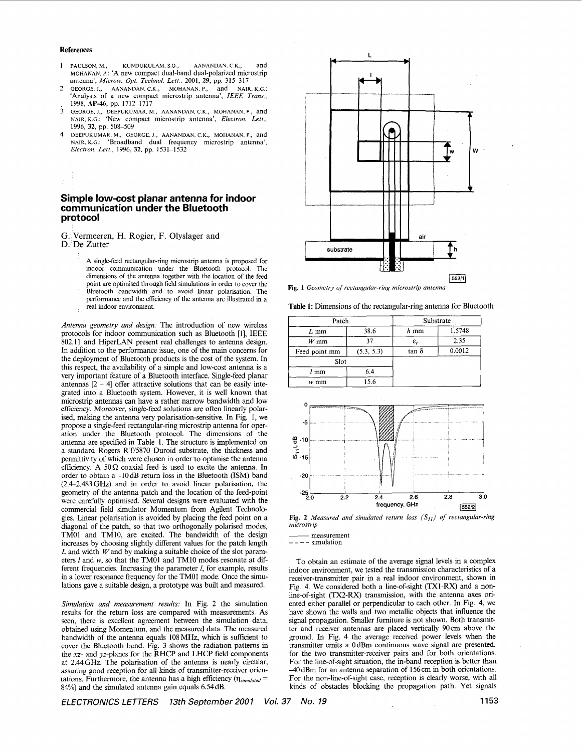## References

1 PAULSON, M., KUNDUKULAM, S.O., AANANDAN, C.K., and MOHANAN, P.: 'A new compact dual-band dual-polarized microstrip antenna', *Microw. Opt. Technol. Lett.*, 2001, **29**, pp. 315–317

2 GEORGE, J., AANANDAN, C.K., MOHANAN, P., and NAIR, K.G.: 'Analysis of a new compact microstrip antenna', *IEEE Trans.*, 1998, **AP-46**, pp. 1712–1717

3 GEORGE, J., DEEPUKUMAR, M., AANANDAN, C.K., MOHANAN, P., and NAIR, K.G.: 'New compact microstrip antenna', *Electron. Lett.*, 1996, **32**, pp. 508–509

4 DEEPUKUMAR, M., GEORGE, J., AANANDAN, C.K., MOHANAN, P., and NAIR, K.G.: 'Broadband dual frequency microstrip antenna', *Electron. Lett.*, 1996, **32**, pp. 1531–1532

# Simple low-cost planar antenna for indoor communication under the Bluetooth protocol

G. Vermeeren, H. Rogier, F. Olyslager and D. De Zutter

A single-feed rectangular-ring microstrip antenna is proposed for indoor communication under the Bluetooth protocol. The dimensions of the antenna together with the location of the feed point are optimised through field simulations in order to cover the Bluetooth bandwidth and to avoid linear polarisation. The performance and the efficiency of the antenna are illustrated in a real indoor environment.

*Antenna geometry and design:* The introduction of new wireless protocols for indoor communication such as Bluetooth [1], IEEE 802.11 and HiperLAN present real challenges to antenna design. In addition to the performance issue, one of the main concerns for the deployment of Bluetooth products is the cost of the system. In this respect, the availability of a simple and low-cost antenna is a very important feature of a Bluetooth interface. Single-feed planar antennas [2 – 4] offer attractive solutions that can be easily integrated into a Bluetooth system. However, it is well known that microstrip antennas can have a rather narrow bandwidth and low efficiency. Moreover, single-feed solutions are often linearly polarised, making the antenna very polarisation-sensitive. In Fig. 1, we propose a single-feed rectangular-ring microstrip antenna for operation under the Bluetooth protocol. The dimensions of the antenna are specified in Table 1. The structure is implemented on a standard Rogers RT/5870 Duroid substrate, the thickness and permittivity of which were chosen in order to optimise the antenna efficiency. A 50 Ω coaxial feed is used to excite the antenna. In order to obtain a −10 dB return loss in the Bluetooth (ISM) band (2.4–2.483 GHz) and in order to avoid linear polarisation, the geometry of the antenna patch and the location of the feed-point were carefully optimised. Several designs were evaluated with the commercial field simulator Momentum from Agilent Technologies. Linear polarisation is avoided by placing the feed point on a diagonal of the patch, so that two orthogonally polarised modes, TM01 and TM10, are excited. The bandwidth of the design increases by choosing slightly different values for the patch length $L$ and width $W$ and by making a suitable choice of the slot parameters $l$ and $w$, so that the TM01 and TM10 modes resonate at different frequencies. Increasing the parameter $l$, for example, results in a lower resonance frequency for the TM01 mode. Once the simulations gave a suitable design, a prototype was built and measured.

*Simulation and measurement results:* In Fig. 2 the simulation results for the return loss are compared with measurements. As seen, there is excellent agreement between the simulation data, obtained using Momentum, and the measured data. The measured bandwidth of the antenna equals 108 MHz, which is sufficient to cover the Bluetooth band. Fig. 3 shows the radiation patterns in the *xz*- and *yz*-planes for the RHCP and LHCP field components at 2.44 GHz. The polarisation of the antenna is nearly circular, assuring good reception for all kinds of transmitter-receiver orientations. Furthermore, the antenna has a high efficiency ($\eta_{simulated}$ = 84%) and the simulated antenna gain equals 6.54 dB.

L
l
w
W
air
substrate
h
552/1

**Fig. 1** *Geometry of rectangular-ring microstrip antenna*

**Table 1:** Dimensions of the rectangular-ring antenna for Bluetooth

| Patch | | Substrate | |
|---|---|---|---|
| $L$ mm | 38.6 | $h$ mm | 1.5748 |
| $W$ mm | 37 | $\varepsilon_r$ | 2.35 |
| Feed point mm | (5.3, 5.3) | tan δ | 0.0012 |
| Slot | | | |
| $l$ mm | 6.4 | | |
| $w$ mm | 15.6 | | |

0
-5
-10
-15
-20
-25
$|S_{11}|$, dB
2.0
2.2
2.4
2.6
2.8
3.0
frequency, GHz
552/2

**Fig. 2** *Measured and simulated return loss ($S_{11}$) of rectangular-ring microstrip*

——— measurement
– – – – simulation

To obtain an estimate of the average signal levels in a complex indoor environment, we tested the transmission characteristics of a receiver-transmitter pair in a real indoor environment, shown in Fig. 4. We considered both a line-of-sight (TX1-RX) and a non-line-of-sight (TX2-RX) transmission, with the antenna axes oriented either parallel or perpendicular to each other. In Fig. 4, we have shown the walls and two metallic objects that influence the signal propagation. Smaller furniture is not shown. Both transmitter and receiver antennas are placed vertically 90 cm above the ground. In Fig. 4 the average received power levels when the transmitter emits a 0 dBm continuous wave signal are presented, for the two transmitter-receiver pairs and for both orientations. For the line-of-sight situation, the in-band reception is better than −40 dBm for an antenna separation of 156 cm in both orientations. For the non-line-of-sight case, reception is clearly worse, with all kinds of obstacles blocking the propagation path. Yet signals